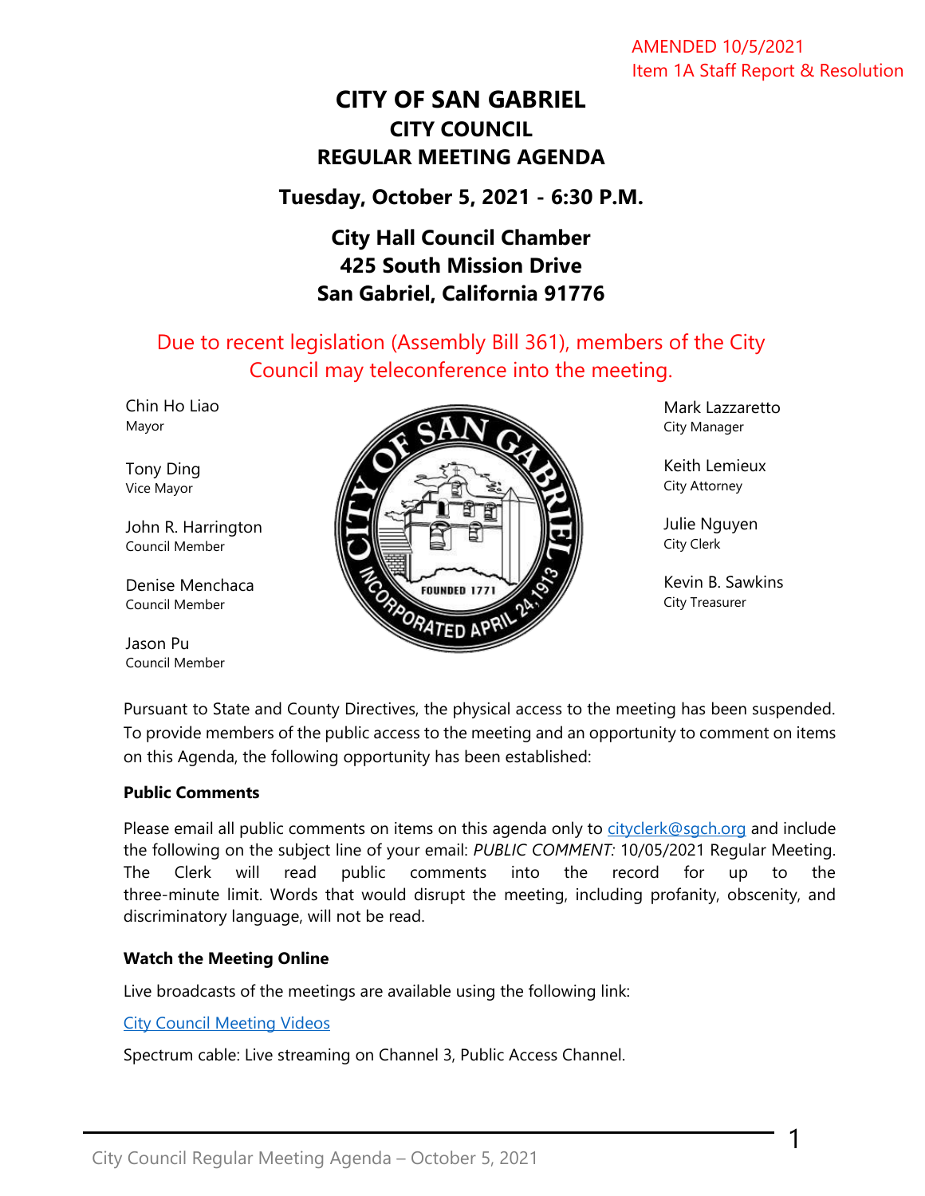AMENDED 10/5/2021
Item 1A Staff Report & Resolution

# CITY OF SAN GABRIEL
## CITY COUNCIL
## REGULAR MEETING AGENDA

**Tuesday, October 5, 2021 - 6:30 P.M.**

**City Hall Council Chamber**
**425 South Mission Drive**
**San Gabriel, California 91776**

Due to recent legislation (Assembly Bill 361), members of the City Council may teleconference into the meeting.

Chin Ho Liao
Mayor

Tony Ding
Vice Mayor

John R. Harrington
Council Member

Denise Menchaca
Council Member

Jason Pu
Council Member

Mark Lazzaretto
City Manager

Keith Lemieux
City Attorney

Julie Nguyen
City Clerk

Kevin B. Sawkins
City Treasurer

Pursuant to State and County Directives, the physical access to the meeting has been suspended. To provide members of the public access to the meeting and an opportunity to comment on items on this Agenda, the following opportunity has been established:

**Public Comments**

Please email all public comments on items on this agenda only to cityclerk@sgch.org and include the following on the subject line of your email: *PUBLIC COMMENT:* 10/05/2021 Regular Meeting. The Clerk will read public comments into the record for up to the three-minute limit. Words that would disrupt the meeting, including profanity, obscenity, and discriminatory language, will not be read.

**Watch the Meeting Online**

Live broadcasts of the meetings are available using the following link:

City Council Meeting Videos

Spectrum cable: Live streaming on Channel 3, Public Access Channel.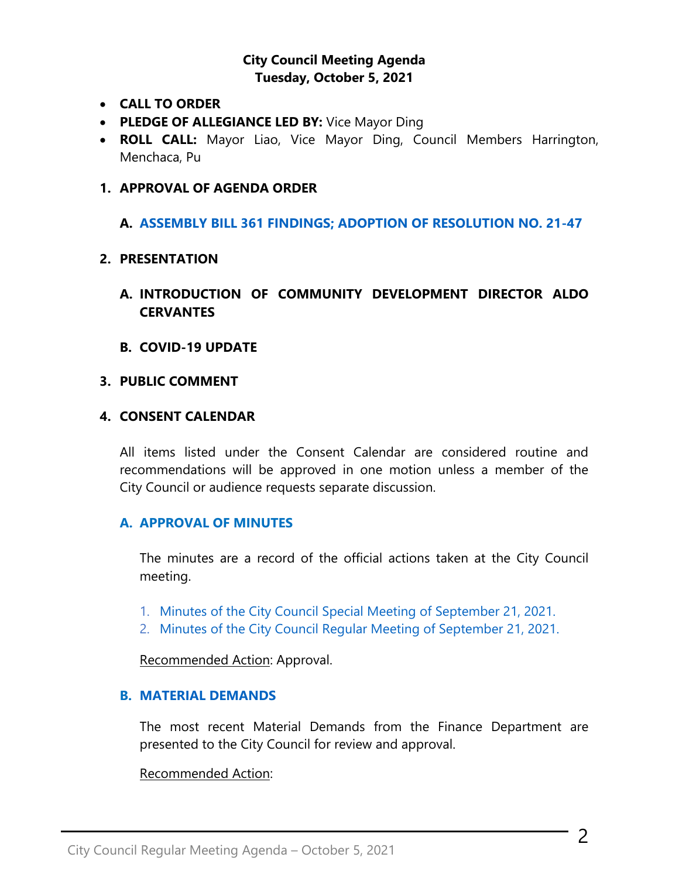**City Council Meeting Agenda**
**Tuesday, October 5, 2021**

- **CALL TO ORDER**
- **PLEDGE OF ALLEGIANCE LED BY:** Vice Mayor Ding
- **ROLL CALL:** Mayor Liao, Vice Mayor Ding, Council Members Harrington, Menchaca, Pu

## 1. APPROVAL OF AGENDA ORDER

### A. ASSEMBLY BILL 361 FINDINGS; ADOPTION OF RESOLUTION NO. 21-47

## 2. PRESENTATION

### A. INTRODUCTION OF COMMUNITY DEVELOPMENT DIRECTOR ALDO CERVANTES

### B. COVID-19 UPDATE

## 3. PUBLIC COMMENT

## 4. CONSENT CALENDAR

All items listed under the Consent Calendar are considered routine and recommendations will be approved in one motion unless a member of the City Council or audience requests separate discussion.

### A. APPROVAL OF MINUTES

The minutes are a record of the official actions taken at the City Council meeting.

1. Minutes of the City Council Special Meeting of September 21, 2021.
2. Minutes of the City Council Regular Meeting of September 21, 2021.

Recommended Action: Approval.

### B. MATERIAL DEMANDS

The most recent Material Demands from the Finance Department are presented to the City Council for review and approval.

Recommended Action: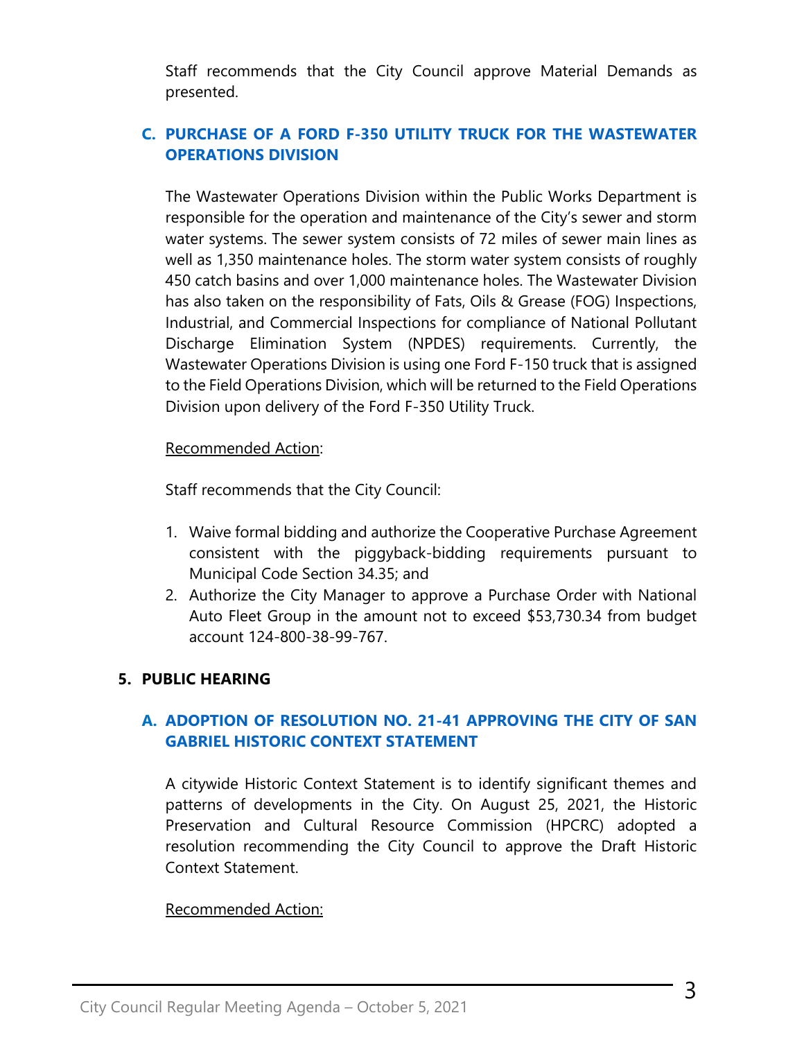Staff recommends that the City Council approve Material Demands as presented.

### C. PURCHASE OF A FORD F-350 UTILITY TRUCK FOR THE WASTEWATER OPERATIONS DIVISION

The Wastewater Operations Division within the Public Works Department is responsible for the operation and maintenance of the City's sewer and storm water systems. The sewer system consists of 72 miles of sewer main lines as well as 1,350 maintenance holes. The storm water system consists of roughly 450 catch basins and over 1,000 maintenance holes. The Wastewater Division has also taken on the responsibility of Fats, Oils & Grease (FOG) Inspections, Industrial, and Commercial Inspections for compliance of National Pollutant Discharge Elimination System (NPDES) requirements. Currently, the Wastewater Operations Division is using one Ford F-150 truck that is assigned to the Field Operations Division, which will be returned to the Field Operations Division upon delivery of the Ford F-350 Utility Truck.

Recommended Action:

Staff recommends that the City Council:

1. Waive formal bidding and authorize the Cooperative Purchase Agreement consistent with the piggyback-bidding requirements pursuant to Municipal Code Section 34.35; and
2. Authorize the City Manager to approve a Purchase Order with National Auto Fleet Group in the amount not to exceed $53,730.34 from budget account 124-800-38-99-767.

## 5. PUBLIC HEARING

### A. ADOPTION OF RESOLUTION NO. 21-41 APPROVING THE CITY OF SAN GABRIEL HISTORIC CONTEXT STATEMENT

A citywide Historic Context Statement is to identify significant themes and patterns of developments in the City. On August 25, 2021, the Historic Preservation and Cultural Resource Commission (HPCRC) adopted a resolution recommending the City Council to approve the Draft Historic Context Statement.

Recommended Action: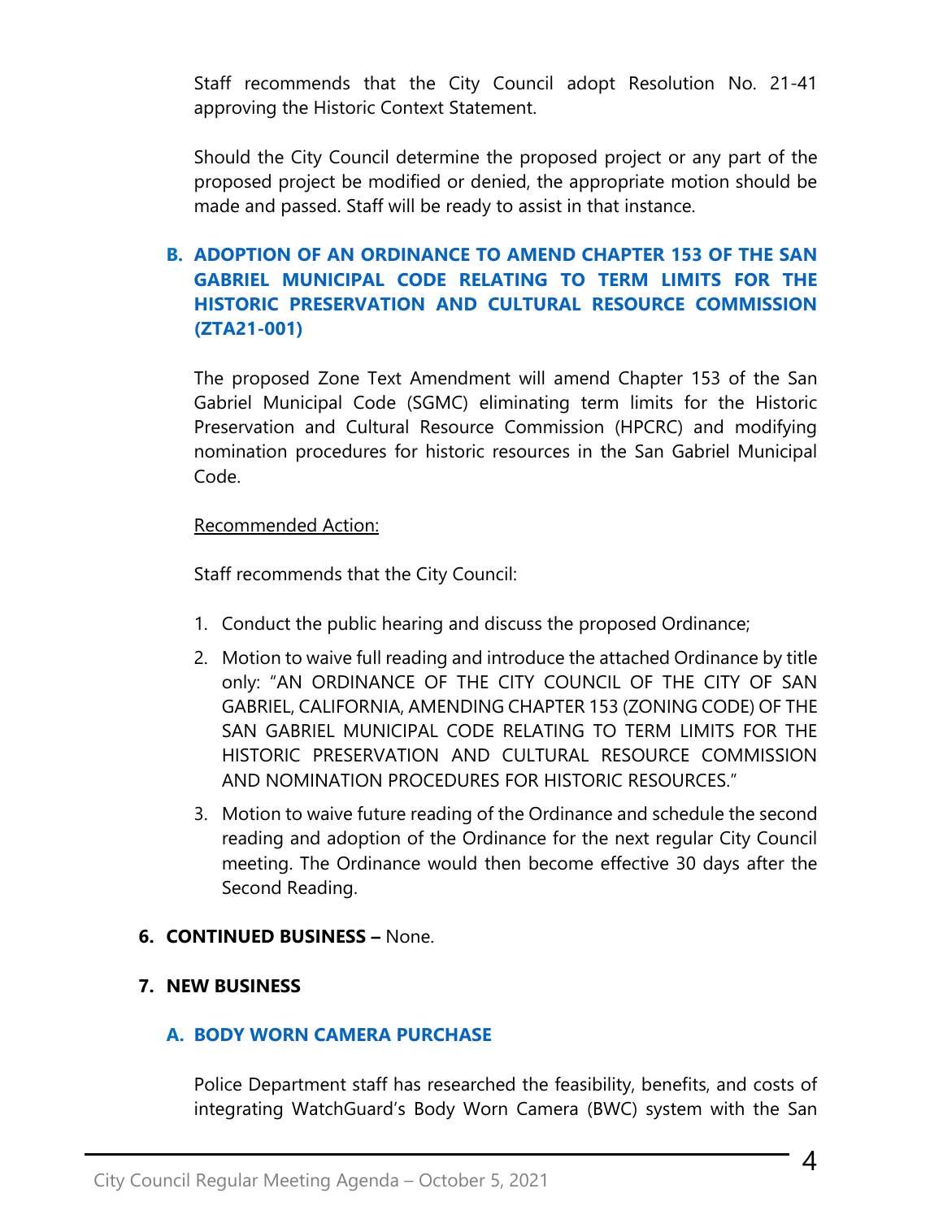Staff recommends that the City Council adopt Resolution No. 21-41 approving the Historic Context Statement.

Should the City Council determine the proposed project or any part of the proposed project be modified or denied, the appropriate motion should be made and passed. Staff will be ready to assist in that instance.

### B. ADOPTION OF AN ORDINANCE TO AMEND CHAPTER 153 OF THE SAN GABRIEL MUNICIPAL CODE RELATING TO TERM LIMITS FOR THE HISTORIC PRESERVATION AND CULTURAL RESOURCE COMMISSION (ZTA21-001)

The proposed Zone Text Amendment will amend Chapter 153 of the San Gabriel Municipal Code (SGMC) eliminating term limits for the Historic Preservation and Cultural Resource Commission (HPCRC) and modifying nomination procedures for historic resources in the San Gabriel Municipal Code.

Recommended Action:

Staff recommends that the City Council:

1. Conduct the public hearing and discuss the proposed Ordinance;
2. Motion to waive full reading and introduce the attached Ordinance by title only: "AN ORDINANCE OF THE CITY COUNCIL OF THE CITY OF SAN GABRIEL, CALIFORNIA, AMENDING CHAPTER 153 (ZONING CODE) OF THE SAN GABRIEL MUNICIPAL CODE RELATING TO TERM LIMITS FOR THE HISTORIC PRESERVATION AND CULTURAL RESOURCE COMMISSION AND NOMINATION PROCEDURES FOR HISTORIC RESOURCES."
3. Motion to waive future reading of the Ordinance and schedule the second reading and adoption of the Ordinance for the next regular City Council meeting. The Ordinance would then become effective 30 days after the Second Reading.

## 6. CONTINUED BUSINESS – None.

## 7. NEW BUSINESS

### A. BODY WORN CAMERA PURCHASE

Police Department staff has researched the feasibility, benefits, and costs of integrating WatchGuard's Body Worn Camera (BWC) system with the San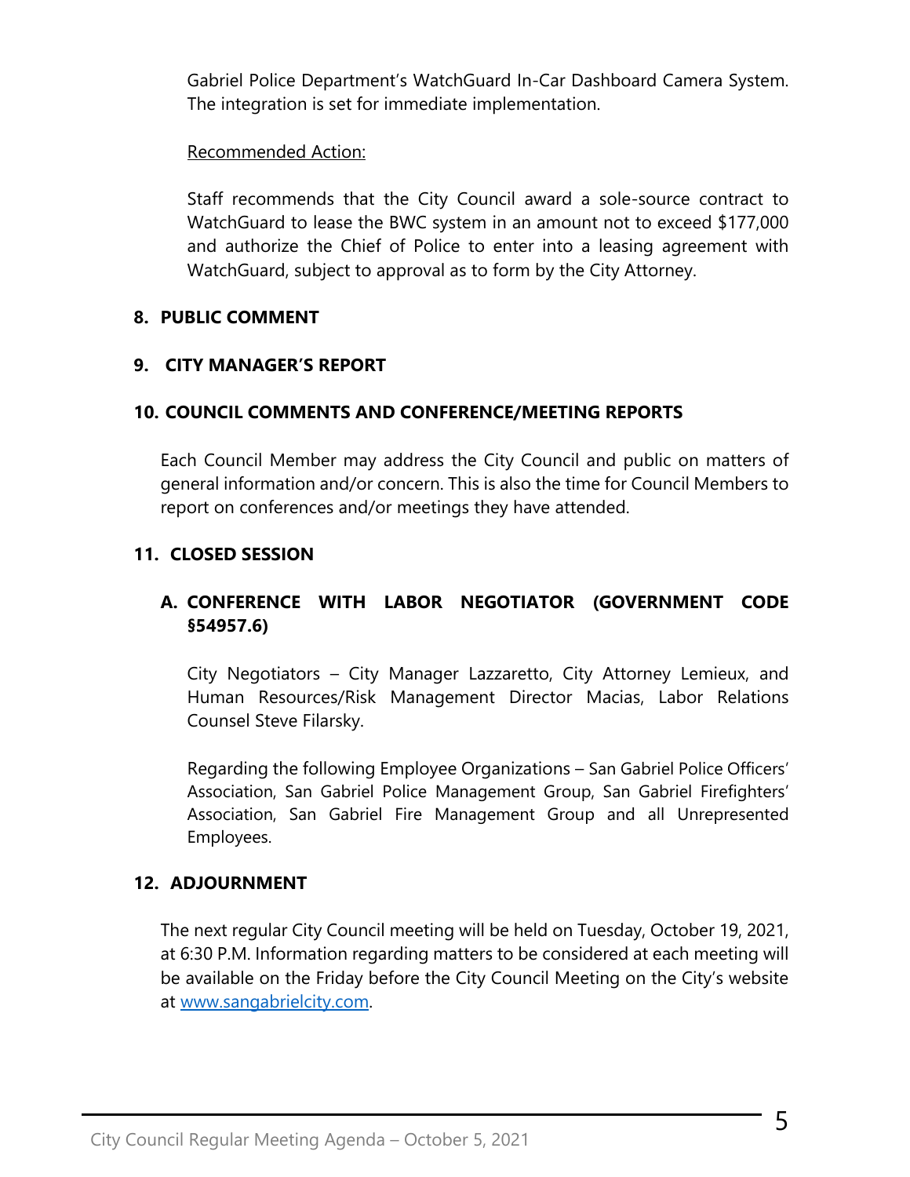Gabriel Police Department's WatchGuard In-Car Dashboard Camera System. The integration is set for immediate implementation.

Recommended Action:

Staff recommends that the City Council award a sole-source contract to WatchGuard to lease the BWC system in an amount not to exceed $177,000 and authorize the Chief of Police to enter into a leasing agreement with WatchGuard, subject to approval as to form by the City Attorney.

## 8. PUBLIC COMMENT

## 9. CITY MANAGER'S REPORT

## 10. COUNCIL COMMENTS AND CONFERENCE/MEETING REPORTS

Each Council Member may address the City Council and public on matters of general information and/or concern. This is also the time for Council Members to report on conferences and/or meetings they have attended.

## 11. CLOSED SESSION

### A. CONFERENCE WITH LABOR NEGOTIATOR (GOVERNMENT CODE §54957.6)

City Negotiators – City Manager Lazzaretto, City Attorney Lemieux, and Human Resources/Risk Management Director Macias, Labor Relations Counsel Steve Filarsky.

Regarding the following Employee Organizations – San Gabriel Police Officers' Association, San Gabriel Police Management Group, San Gabriel Firefighters' Association, San Gabriel Fire Management Group and all Unrepresented Employees.

## 12. ADJOURNMENT

The next regular City Council meeting will be held on Tuesday, October 19, 2021, at 6:30 P.M. Information regarding matters to be considered at each meeting will be available on the Friday before the City Council Meeting on the City's website at www.sangabrielcity.com.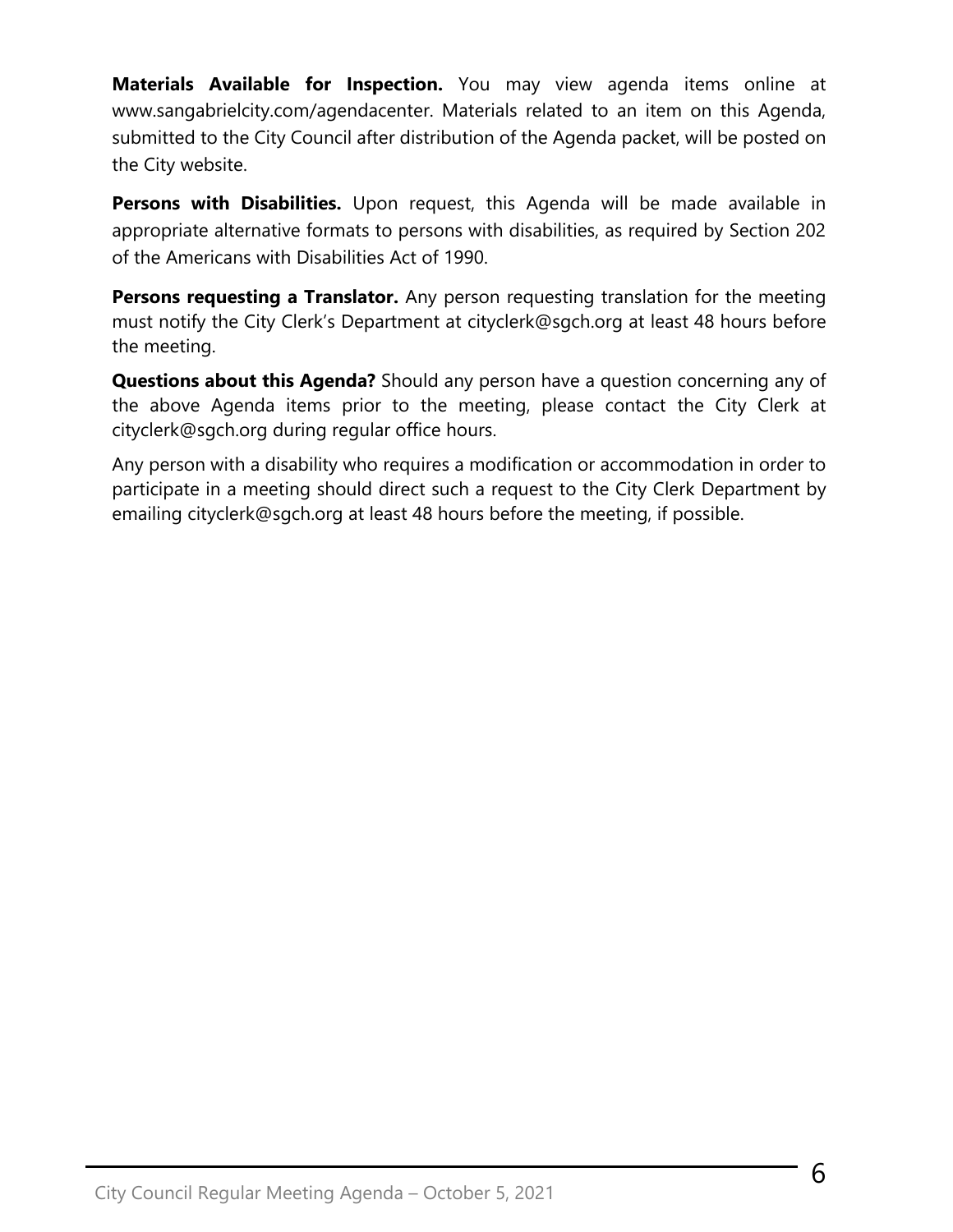**Materials Available for Inspection.** You may view agenda items online at www.sangabrielcity.com/agendacenter. Materials related to an item on this Agenda, submitted to the City Council after distribution of the Agenda packet, will be posted on the City website.

**Persons with Disabilities.** Upon request, this Agenda will be made available in appropriate alternative formats to persons with disabilities, as required by Section 202 of the Americans with Disabilities Act of 1990.

**Persons requesting a Translator.** Any person requesting translation for the meeting must notify the City Clerk's Department at cityclerk@sgch.org at least 48 hours before the meeting.

**Questions about this Agenda?** Should any person have a question concerning any of the above Agenda items prior to the meeting, please contact the City Clerk at cityclerk@sgch.org during regular office hours.

Any person with a disability who requires a modification or accommodation in order to participate in a meeting should direct such a request to the City Clerk Department by emailing cityclerk@sgch.org at least 48 hours before the meeting, if possible.